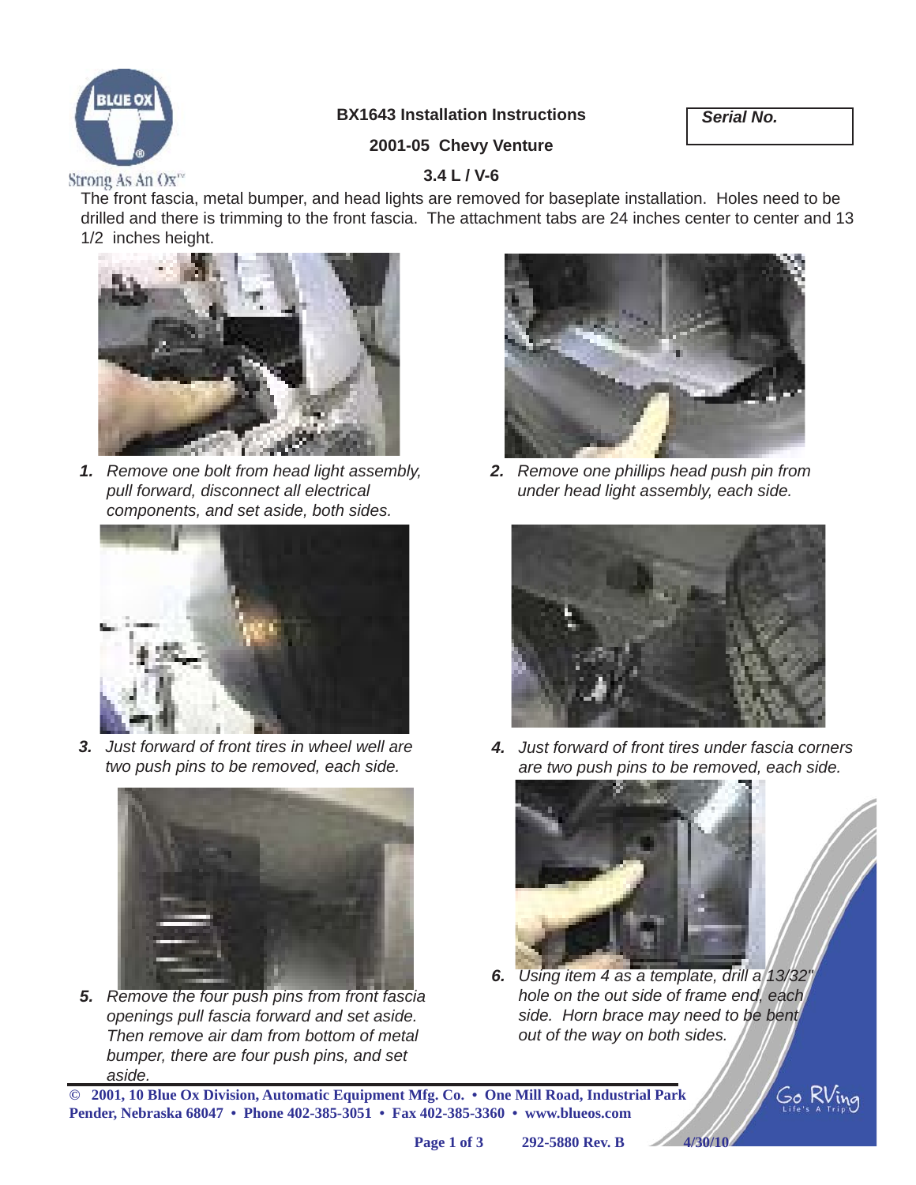Strong As An Ox™

# BX1643 Installation Instructions

**Serial No.**

## 2001-05 Chevy Venture

### 3.4 L / V-6

The front fascia, metal bumper, and head lights are removed for baseplate installation. Holes need to be drilled and there is trimming to the front fascia. The attachment tabs are 24 inches center to center and 13 1/2 inches height.

***1.*** *Remove one bolt from head light assembly, pull forward, disconnect all electrical components, and set aside, both sides.*

***2.*** *Remove one phillips head push pin from under head light assembly, each side.*

***3.*** *Just forward of front tires in wheel well are two push pins to be removed, each side.*

***4.*** *Just forward of front tires under fascia corners are two push pins to be removed, each side.*

***5.*** *Remove the four push pins from front fascia openings pull fascia forward and set aside. Then remove air dam from bottom of metal bumper, there are four push pins, and set aside.*

***6.*** *Using item 4 as a template, drill a 13/32" hole on the out side of frame end, each side. Horn brace may need to be bent out of the way on both sides.*

**© 2001, 10 Blue Ox Division, Automatic Equipment Mfg. Co. • One Mill Road, Industrial Park Pender, Nebraska 68047 • Phone 402-385-3051 • Fax 402-385-3360 • www.blueos.com**

**292-5880 Rev. B 4/30/10**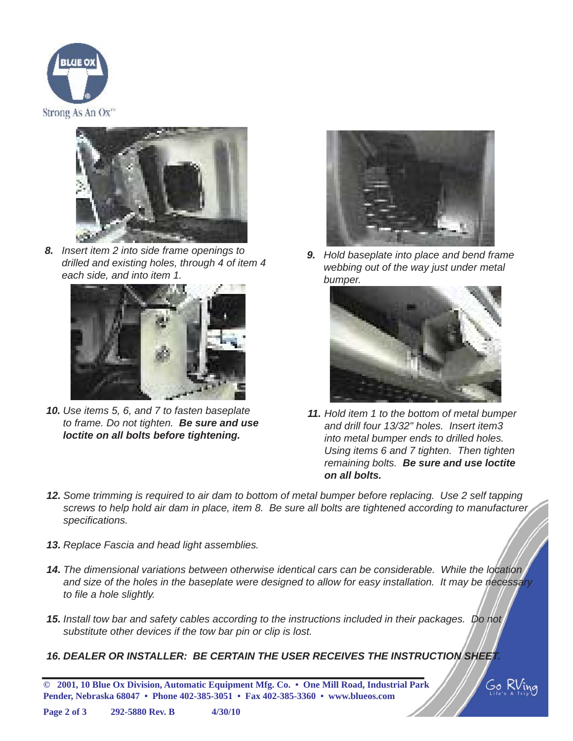*8. Insert item 2 into side frame openings to drilled and existing holes, through 4 of item 4 each side, and into item 1.*

*9. Hold baseplate into place and bend frame webbing out of the way just under metal bumper.*

*10. Use items 5, 6, and 7 to fasten baseplate to frame. Do not tighten.* ***Be sure and use loctite on all bolts before tightening.***

*11. Hold item 1 to the bottom of metal bumper and drill four 13/32" holes. Insert item3 into metal bumper ends to drilled holes. Using items 6 and 7 tighten. Then tighten remaining bolts.* ***Be sure and use loctite on all bolts.***

*12. Some trimming is required to air dam to bottom of metal bumper before replacing. Use 2 self tapping screws to help hold air dam in place, item 8. Be sure all bolts are tightened according to manufacturer specifications.*

*13. Replace Fascia and head light assemblies.*

*14. The dimensional variations between otherwise identical cars can be considerable. While the location and size of the holes in the baseplate were designed to allow for easy installation. It may be necessary to file a hole slightly.*

*15. Install tow bar and safety cables according to the instructions included in their packages. Do not substitute other devices if the tow bar pin or clip is lost.*

***16. DEALER OR INSTALLER: BE CERTAIN THE USER RECEIVES THE INSTRUCTION SHEET.***

**© 2001, 10 Blue Ox Division, Automatic Equipment Mfg. Co. • One Mill Road, Industrial Park Pender, Nebraska 68047 • Phone 402-385-3051 • Fax 402-385-3360 • www.blueos.com**

**292-5880 Rev. B 4/30/10**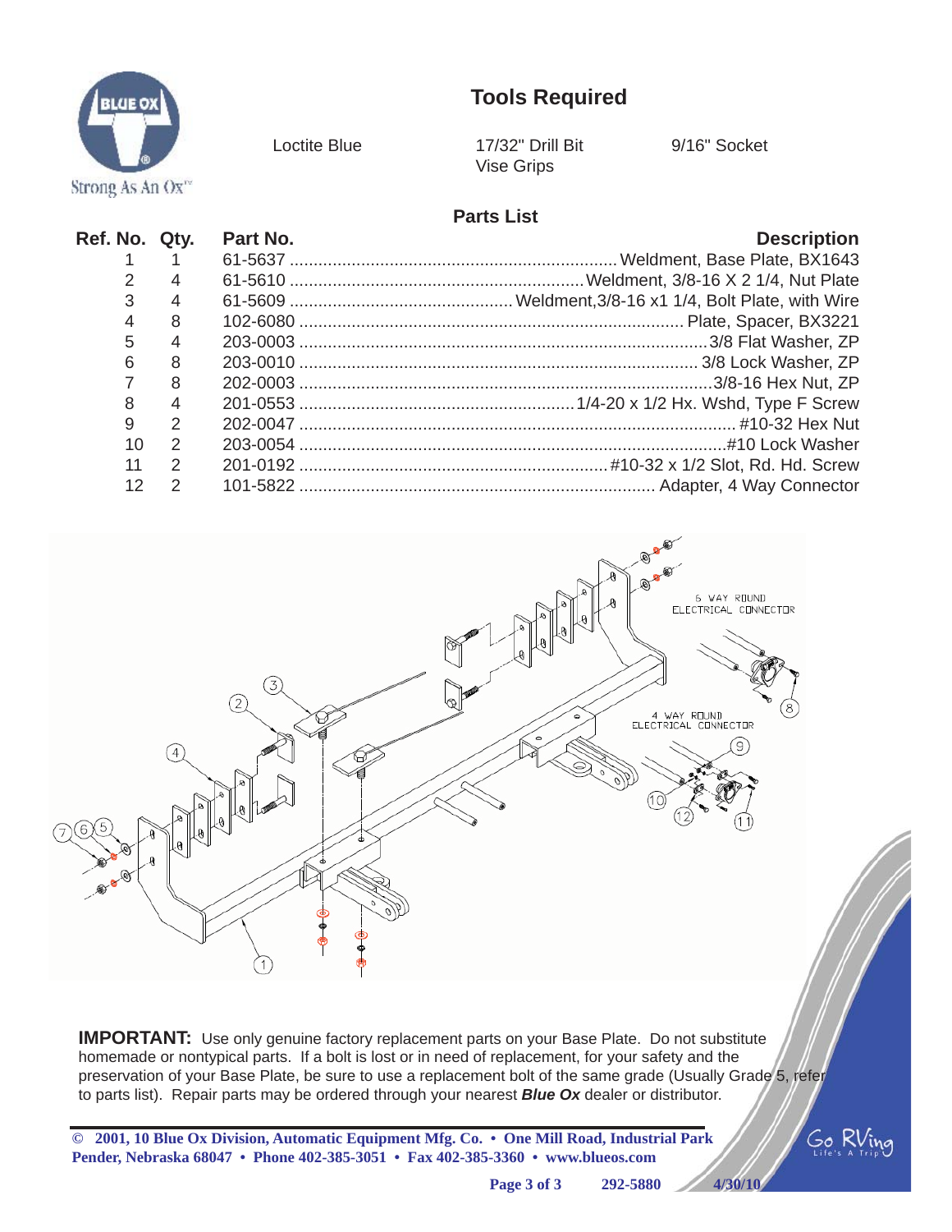## Tools Required

Loctite Blue

17/32" Drill Bit
Vise Grips

9/16" Socket

## Parts List

| Ref. No. | Qty. | Part No. | Description |
|---|---|---|---|
| 1 | 1 | 61-5637 | Weldment, Base Plate, BX1643 |
| 2 | 4 | 61-5610 | Weldment, 3/8-16 X 2 1/4, Nut Plate |
| 3 | 4 | 61-5609 | Weldment,3/8-16 x1 1/4, Bolt Plate, with Wire |
| 4 | 8 | 102-6080 | Plate, Spacer, BX3221 |
| 5 | 4 | 203-0003 | 3/8 Flat Washer, ZP |
| 6 | 8 | 203-0010 | 3/8 Lock Washer, ZP |
| 7 | 8 | 202-0003 | 3/8-16 Hex Nut, ZP |
| 8 | 4 | 201-0553 | 1/4-20 x 1/2 Hx. Wshd, Type F Screw |
| 9 | 2 | 202-0047 | #10-32 Hex Nut |
| 10 | 2 | 203-0054 | #10 Lock Washer |
| 11 | 2 | 201-0192 | #10-32 x 1/2 Slot, Rd. Hd. Screw |
| 12 | 2 | 101-5822 | Adapter, 4 Way Connector |

6 WAY ROUND
ELECTRICAL CONNECTOR

4 WAY ROUND
ELECTRICAL CONNECTOR

**IMPORTANT:** Use only genuine factory replacement parts on your Base Plate. Do not substitute homemade or nontypical parts. If a bolt is lost or in need of replacement, for your safety and the preservation of your Base Plate, be sure to use a replacement bolt of the same grade (Usually Grade 5, refer to parts list). Repair parts may be ordered through your nearest ***Blue Ox*** dealer or distributor.

**© 2001, 10 Blue Ox Division, Automatic Equipment Mfg. Co. • One Mill Road, Industrial Park Pender, Nebraska 68047 • Phone 402-385-3051 • Fax 402-385-3360 • www.blueos.com**

**292-5880 4/30/10**